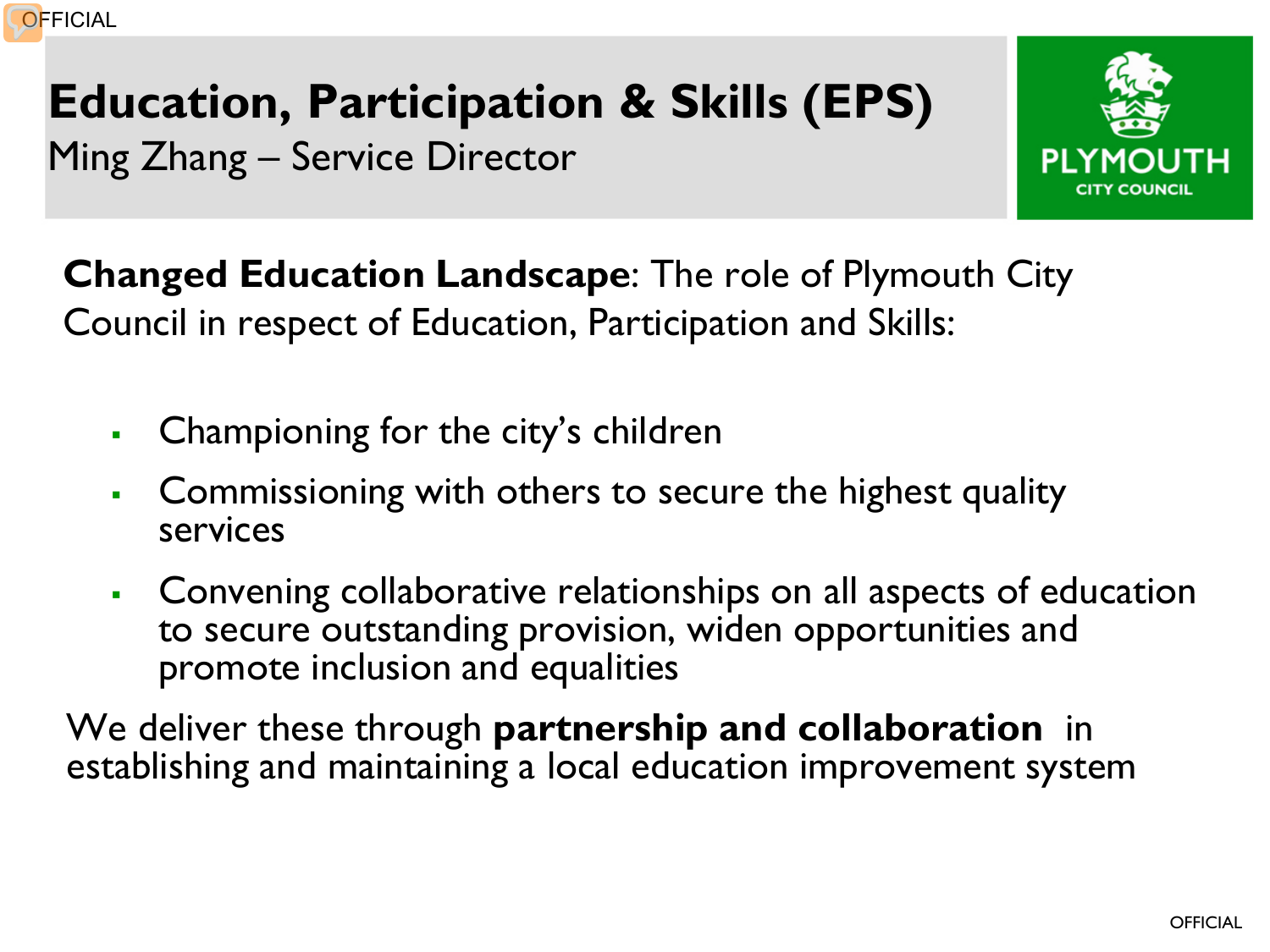# Education, Participation & Skills (EPS)

Ming Zhang – Service Director

**Changed Education Landscape**: The role of Plymouth City Council in respect of Education, Participation and Skills:

- Championing for the city's children
- Commissioning with others to secure the highest quality services
- Convening collaborative relationships on all aspects of education to secure outstanding provision, widen opportunities and promote inclusion and equalities

We deliver these through **partnership and collaboration** in establishing and maintaining a local education improvement system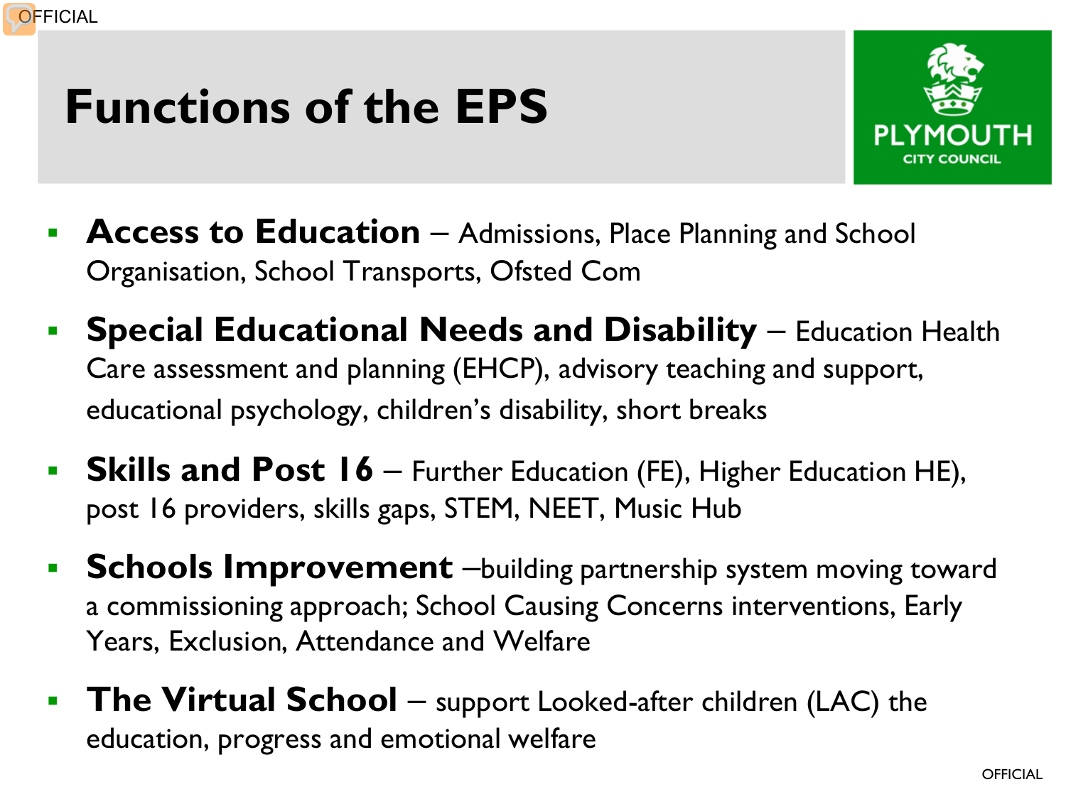# Functions of the EPS

- **Access to Education** – Admissions, Place Planning and School Organisation, School Transports, Ofsted Com
- **Special Educational Needs and Disability** – Education Health Care assessment and planning (EHCP), advisory teaching and support, educational psychology, children's disability, short breaks
- **Skills and Post 16** – Further Education (FE), Higher Education HE), post 16 providers, skills gaps, STEM, NEET, Music Hub
- **Schools Improvement** –building partnership system moving toward a commissioning approach; School Causing Concerns interventions, Early Years, Exclusion, Attendance and Welfare
- **The Virtual School** – support Looked-after children (LAC) the education, progress and emotional welfare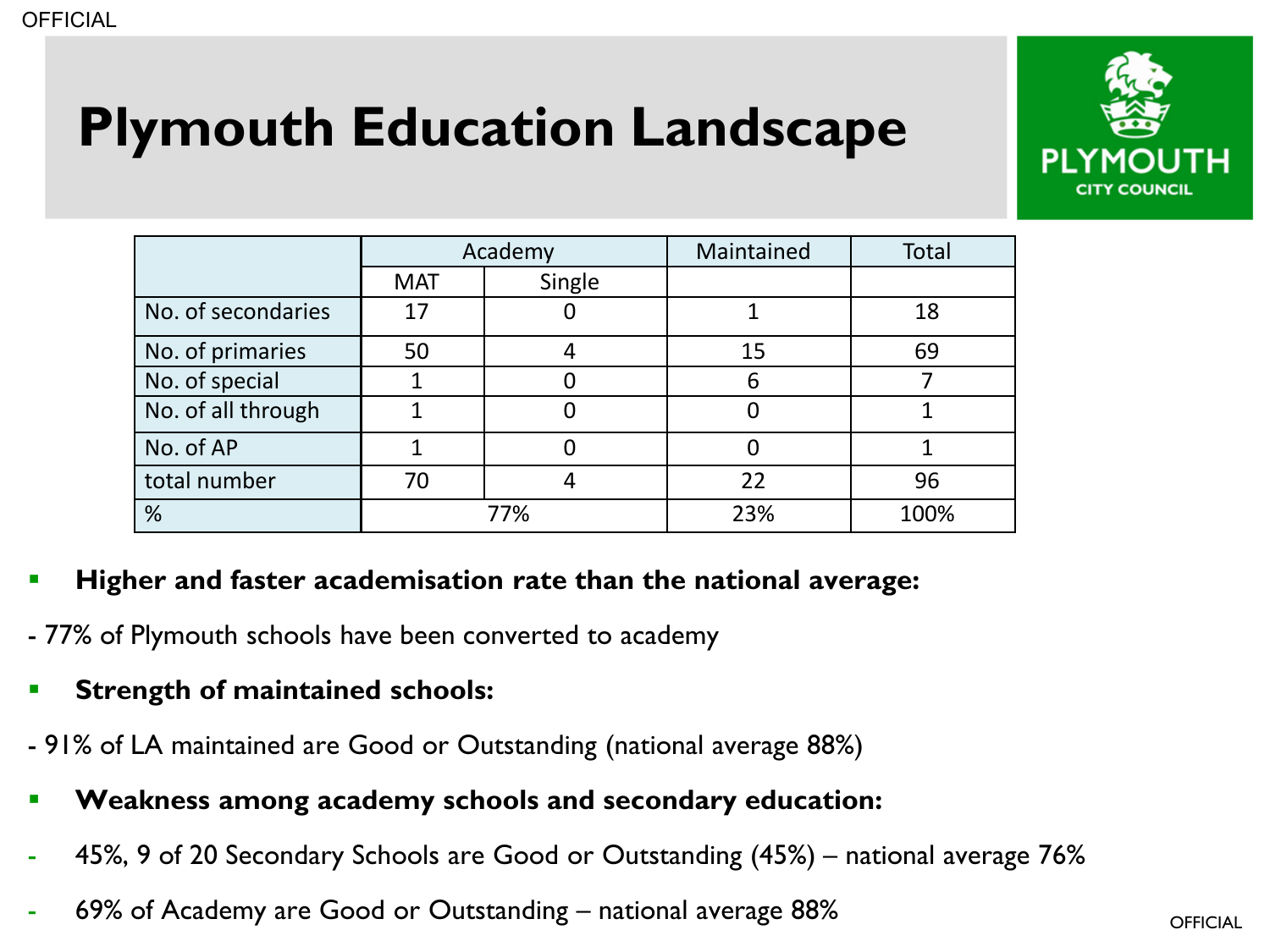# Plymouth Education Landscape

| | Academy | | Maintained | Total |
|---|---|---|---|---|
| | MAT | Single | | |
| No. of secondaries | 17 | 0 | 1 | 18 |
| No. of primaries | 50 | 4 | 15 | 69 |
| No. of special | 1 | 0 | 6 | 7 |
| No. of all through | 1 | 0 | 0 | 1 |
| No. of AP | 1 | 0 | 0 | 1 |
| total number | 70 | 4 | 22 | 96 |
| % | 77% | | 23% | 100% |

- **Higher and faster academisation rate than the national average:**

- 77% of Plymouth schools have been converted to academy

- **Strength of maintained schools:**

- 91% of LA maintained are Good or Outstanding (national average 88%)

- **Weakness among academy schools and secondary education:**

- 45%, 9 of 20 Secondary Schools are Good or Outstanding (45%) – national average 76%
- 69% of Academy are Good or Outstanding – national average 88%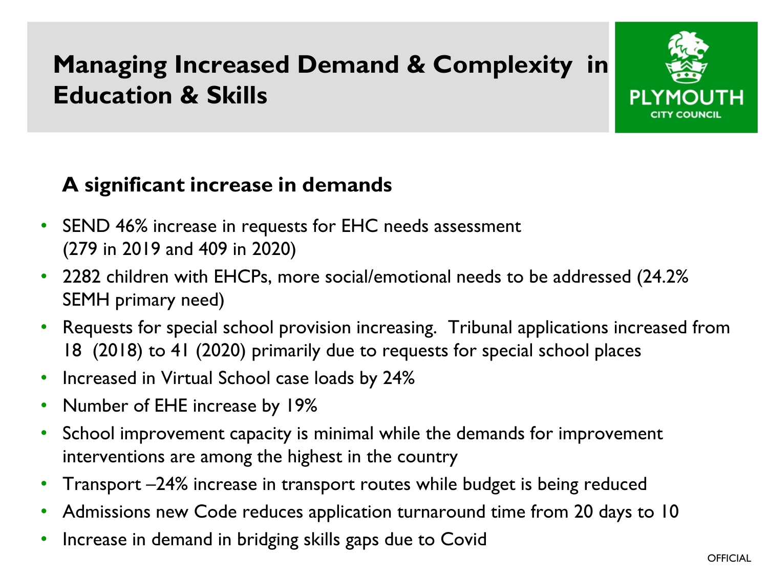# Managing Increased Demand & Complexity in Education & Skills

## A significant increase in demands

- SEND 46% increase in requests for EHC needs assessment (279 in 2019 and 409 in 2020)
- 2282 children with EHCPs, more social/emotional needs to be addressed (24.2% SEMH primary need)
- Requests for special school provision increasing. Tribunal applications increased from 18 (2018) to 41 (2020) primarily due to requests for special school places
- Increased in Virtual School case loads by 24%
- Number of EHE increase by 19%
- School improvement capacity is minimal while the demands for improvement interventions are among the highest in the country
- Transport –24% increase in transport routes while budget is being reduced
- Admissions new Code reduces application turnaround time from 20 days to 10
- Increase in demand in bridging skills gaps due to Covid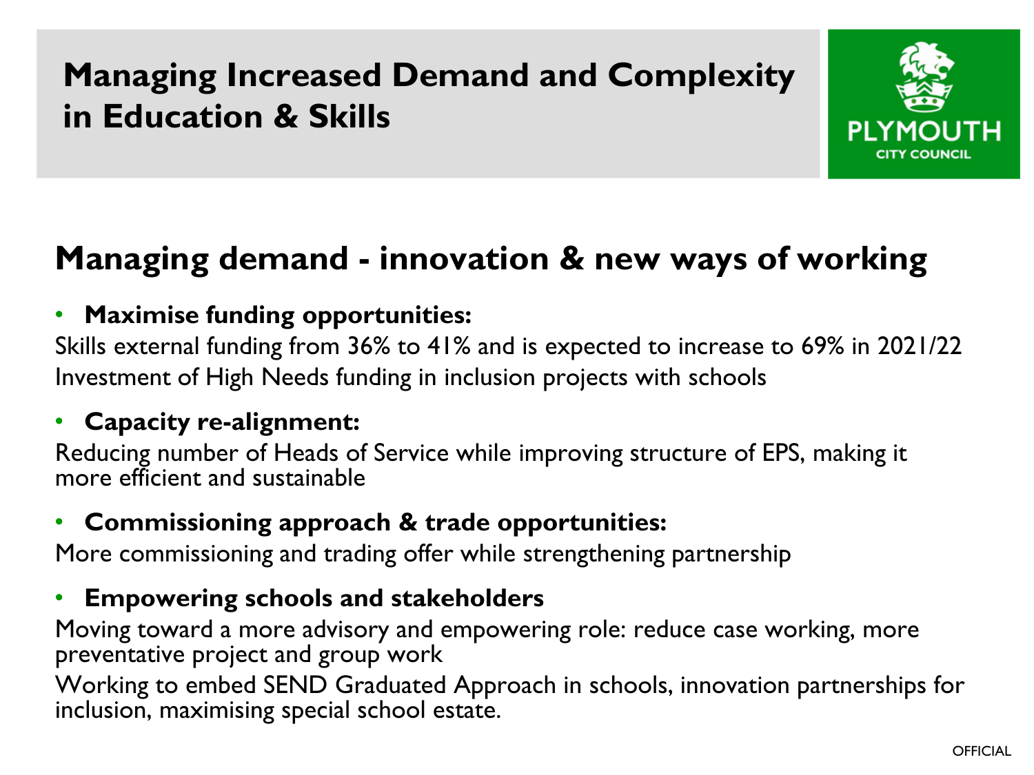# Managing Increased Demand and Complexity in Education & Skills

## Managing demand - innovation & new ways of working

- **Maximise funding opportunities:**

Skills external funding from 36% to 41% and is expected to increase to 69% in 2021/22

Investment of High Needs funding in inclusion projects with schools

- **Capacity re-alignment:**

Reducing number of Heads of Service while improving structure of EPS, making it more efficient and sustainable

- **Commissioning approach & trade opportunities:**

More commissioning and trading offer while strengthening partnership

- **Empowering schools and stakeholders**

Moving toward a more advisory and empowering role: reduce case working, more preventative project and group work

Working to embed SEND Graduated Approach in schools, innovation partnerships for inclusion, maximising special school estate.

OFFICIAL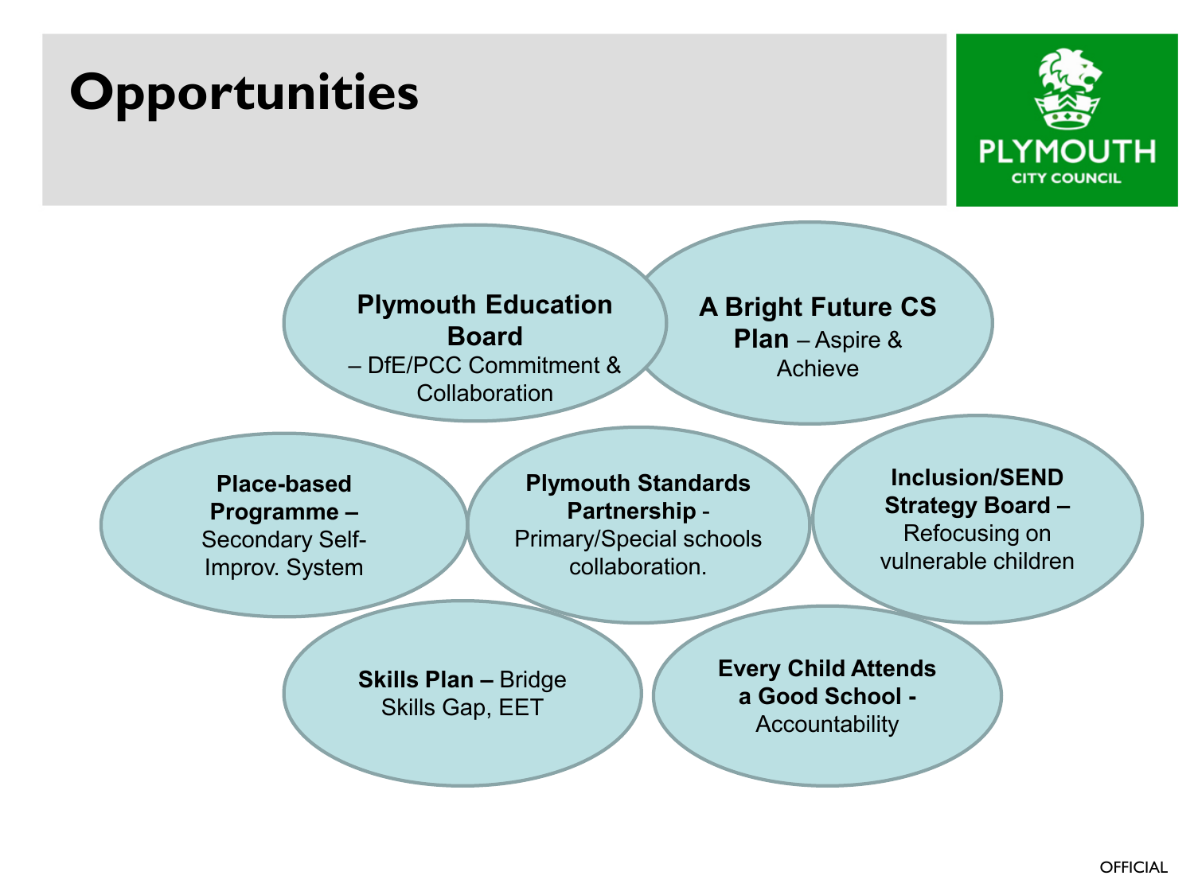# Opportunities

- **Plymouth Education Board** – DfE/PCC Commitment & Collaboration
- **A Bright Future CS Plan** – Aspire & Achieve
- **Place-based Programme –** Secondary Self-Improv. System
- **Plymouth Standards Partnership** - Primary/Special schools collaboration.
- **Inclusion/SEND Strategy Board –** Refocusing on vulnerable children
- **Skills Plan –** Bridge Skills Gap, EET
- **Every Child Attends a Good School -** Accountability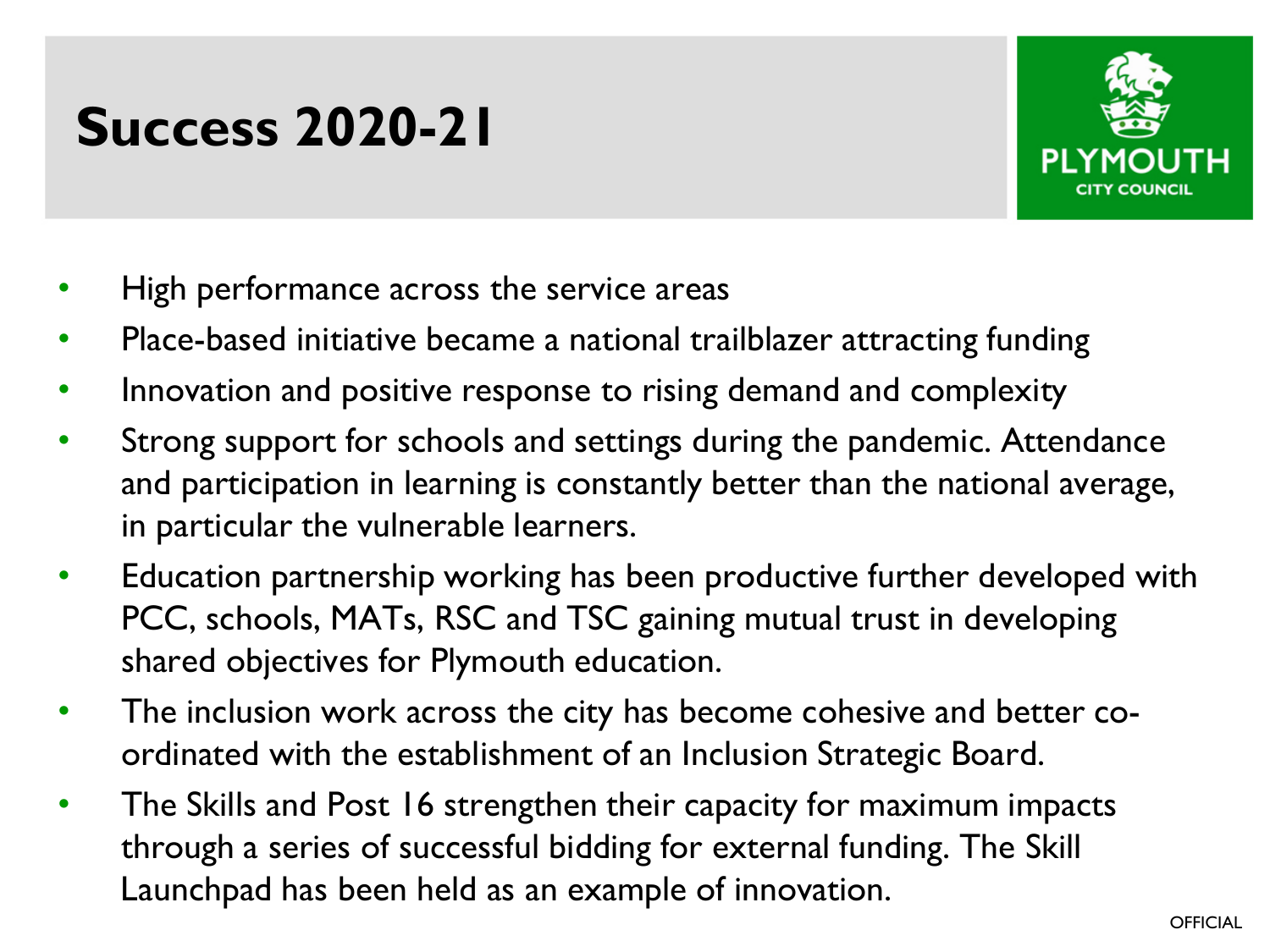# Success 2020-21

- High performance across the service areas
- Place-based initiative became a national trailblazer attracting funding
- Innovation and positive response to rising demand and complexity
- Strong support for schools and settings during the pandemic. Attendance and participation in learning is constantly better than the national average, in particular the vulnerable learners.
- Education partnership working has been productive further developed with PCC, schools, MATs, RSC and TSC gaining mutual trust in developing shared objectives for Plymouth education.
- The inclusion work across the city has become cohesive and better co-ordinated with the establishment of an Inclusion Strategic Board.
- The Skills and Post 16 strengthen their capacity for maximum impacts through a series of successful bidding for external funding. The Skill Launchpad has been held as an example of innovation.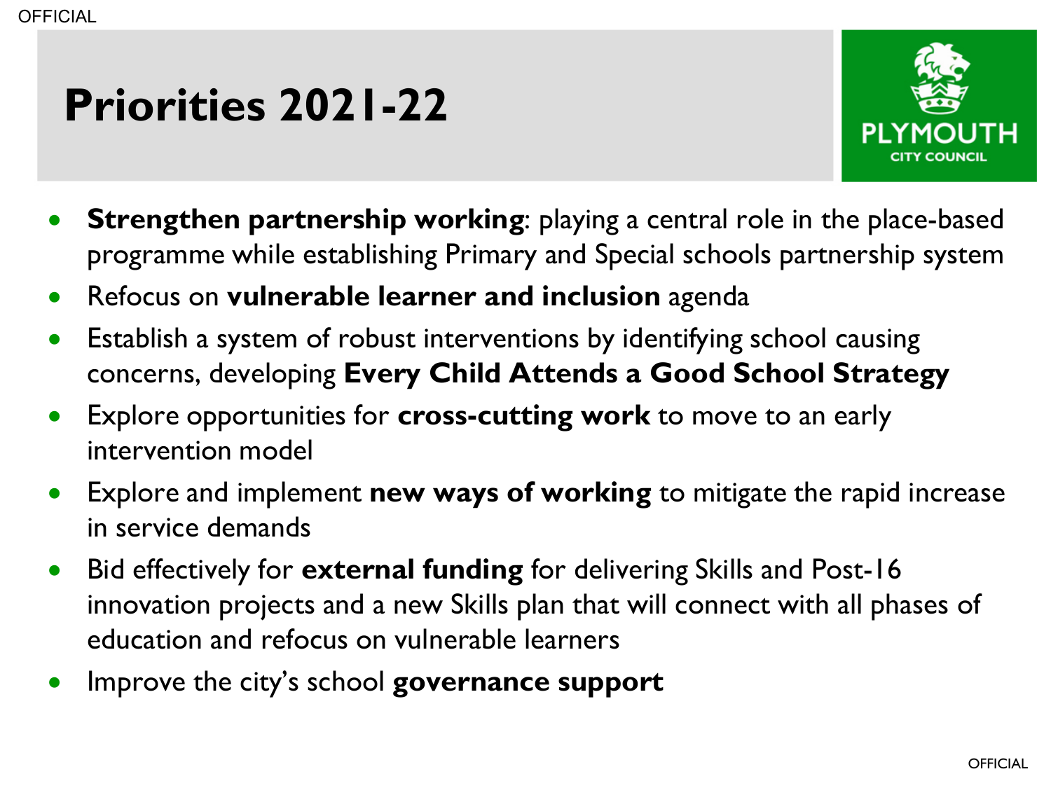# Priorities 2021-22

- **Strengthen partnership working**: playing a central role in the place-based programme while establishing Primary and Special schools partnership system
- Refocus on **vulnerable learner and inclusion** agenda
- Establish a system of robust interventions by identifying school causing concerns, developing **Every Child Attends a Good School Strategy**
- Explore opportunities for **cross-cutting work** to move to an early intervention model
- Explore and implement **new ways of working** to mitigate the rapid increase in service demands
- Bid effectively for **external funding** for delivering Skills and Post-16 innovation projects and a new Skills plan that will connect with all phases of education and refocus on vulnerable learners
- Improve the city's school **governance support**